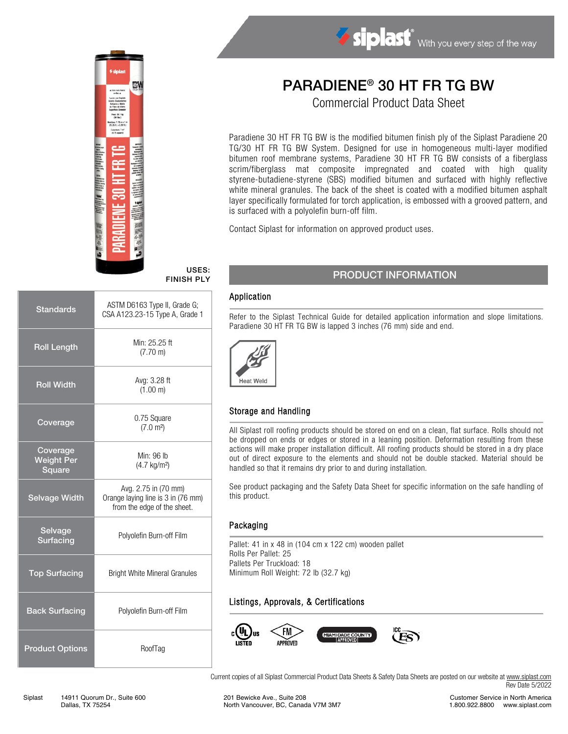siplast — With you every step of the way

# PARADIENE® 30 HT FR TG BW

## Commercial Product Data Sheet

Paradiene 30 HT FR TG BW is the modified bitumen finish ply of the Siplast Paradiene 20 TG/30 HT FR TG BW System. Designed for use in homogeneous multi-layer modified bitumen roof membrane systems, Paradiene 30 HT FR TG BW consists of a fiberglass scrim/fiberglass mat composite impregnated and coated with high quality styrene-butadiene-styrene (SBS) modified bitumen and surfaced with highly reflective white mineral granules. The back of the sheet is coated with a modified bitumen asphalt layer specifically formulated for torch application, is embossed with a grooved pattern, and is surfaced with a polyolefin burn-off film.

Contact Siplast for information on approved product uses.

**USES: FINISH PLY**

| | |
|---|---|
| Standards | ASTM D6163 Type II, Grade G; CSA A123.23-15 Type A, Grade 1 |
| Roll Length | Min: 25.25 ft (7.70 m) |
| Roll Width | Avg: 3.28 ft (1.00 m) |
| Coverage | 0.75 Square (7.0 m²) |
| Coverage Weight Per Square | Min: 96 lb (4.7 kg/m²) |
| Selvage Width | Avg. 2.75 in (70 mm) Orange laying line is 3 in (76 mm) from the edge of the sheet. |
| Selvage Surfacing | Polyolefin Burn-off Film |
| Top Surfacing | Bright White Mineral Granules |
| Back Surfacing | Polyolefin Burn-off Film |
| Product Options | RoofTag |

## PRODUCT INFORMATION

### Application

Refer to the Siplast Technical Guide for detailed application information and slope limitations. Paradiene 30 HT FR TG BW is lapped 3 inches (76 mm) side and end.

Heat Weld

### Storage and Handling

All Siplast roll roofing products should be stored on end on a clean, flat surface. Rolls should not be dropped on ends or edges or stored in a leaning position. Deformation resulting from these actions will make proper installation difficult. All roofing products should be stored in a dry place out of direct exposure to the elements and should not be double stacked. Material should be handled so that it remains dry prior to and during installation.

See product packaging and the Safety Data Sheet for specific information on the safe handling of this product.

### Packaging

Pallet: 41 in x 48 in (104 cm x 122 cm) wooden pallet
Rolls Per Pallet: 25
Pallets Per Truckload: 18
Minimum Roll Weight: 72 lb (32.7 kg)

### Listings, Approvals, & Certifications

cULus LISTED · FM APPROVED · MIAMI-DADE COUNTY APPROVED · ICC ES

Current copies of all Siplast Commercial Product Data Sheets & Safety Data Sheets are posted on our website at www.siplast.com
Rev Date 5/2022

Siplast — 14911 Quorum Dr., Suite 600, Dallas, TX 75254 — 201 Bewicke Ave., Suite 208, North Vancouver, BC, Canada V7M 3M7 — Customer Service in North America 1.800.922.8800 www.siplast.com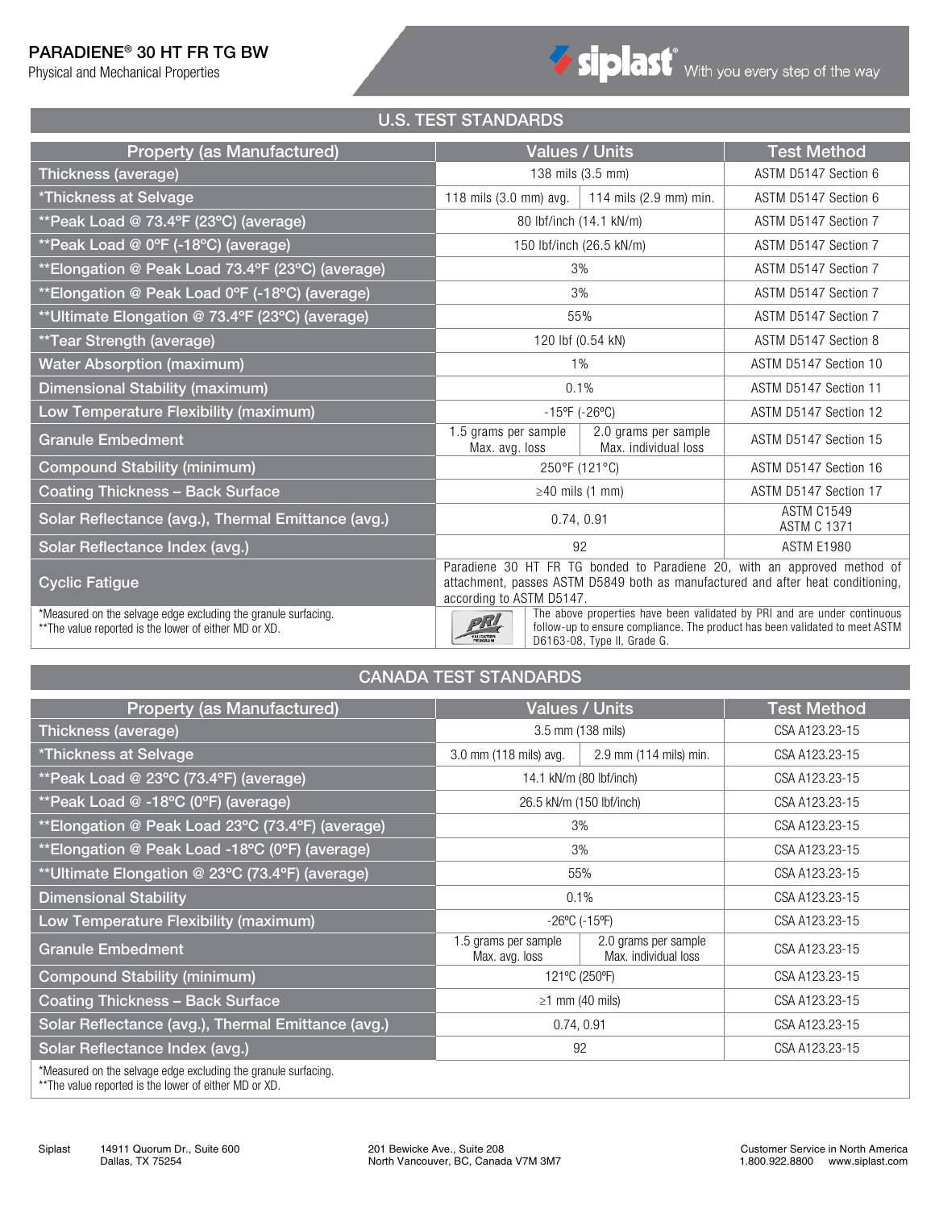# PARADIENE® 30 HT FR TG BW

Physical and Mechanical Properties

siplast® With you every step of the way

## U.S. TEST STANDARDS

| Property (as Manufactured) | Values / Units | | Test Method |
|---|---|---|---|
| Thickness (average) | 138 mils (3.5 mm) | | ASTM D5147 Section 6 |
| *Thickness at Selvage | 118 mils (3.0 mm) avg. | 114 mils (2.9 mm) min. | ASTM D5147 Section 6 |
| **Peak Load @ 73.4ºF (23ºC) (average) | 80 lbf/inch (14.1 kN/m) | | ASTM D5147 Section 7 |
| **Peak Load @ 0ºF (-18ºC) (average) | 150 lbf/inch (26.5 kN/m) | | ASTM D5147 Section 7 |
| **Elongation @ Peak Load 73.4ºF (23ºC) (average) | 3% | | ASTM D5147 Section 7 |
| **Elongation @ Peak Load 0ºF (-18ºC) (average) | 3% | | ASTM D5147 Section 7 |
| **Ultimate Elongation @ 73.4ºF (23ºC) (average) | 55% | | ASTM D5147 Section 7 |
| **Tear Strength (average) | 120 lbf (0.54 kN) | | ASTM D5147 Section 8 |
| Water Absorption (maximum) | 1% | | ASTM D5147 Section 10 |
| Dimensional Stability (maximum) | 0.1% | | ASTM D5147 Section 11 |
| Low Temperature Flexibility (maximum) | -15ºF (-26ºC) | | ASTM D5147 Section 12 |
| Granule Embedment | 1.5 grams per sample Max. avg. loss | 2.0 grams per sample Max. individual loss | ASTM D5147 Section 15 |
| Compound Stability (minimum) | 250°F (121°C) | | ASTM D5147 Section 16 |
| Coating Thickness – Back Surface | ≥40 mils (1 mm) | | ASTM D5147 Section 17 |
| Solar Reflectance (avg.), Thermal Emittance (avg.) | 0.74, 0.91 | | ASTM C1549 ASTM C 1371 |
| Solar Reflectance Index (avg.) | 92 | | ASTM E1980 |
| Cyclic Fatigue | Paradiene 30 HT FR TG bonded to Paradiene 20, with an approved method of attachment, passes ASTM D5849 both as manufactured and after heat conditioning, according to ASTM D5147. | | |

*Measured on the selvage edge excluding the granule surfacing.
**The value reported is the lower of either MD or XD.

PRI VALIDATION PROGRAM — The above properties have been validated by PRI and are under continuous follow-up to ensure compliance. The product has been validated to meet ASTM D6163-08, Type II, Grade G.

## CANADA TEST STANDARDS

| Property (as Manufactured) | Values / Units | | Test Method |
|---|---|---|---|
| Thickness (average) | 3.5 mm (138 mils) | | CSA A123.23-15 |
| *Thickness at Selvage | 3.0 mm (118 mils) avg. | 2.9 mm (114 mils) min. | CSA A123.23-15 |
| **Peak Load @ 23ºC (73.4ºF) (average) | 14.1 kN/m (80 lbf/inch) | | CSA A123.23-15 |
| **Peak Load @ -18ºC (0ºF) (average) | 26.5 kN/m (150 lbf/inch) | | CSA A123.23-15 |
| **Elongation @ Peak Load 23ºC (73.4ºF) (average) | 3% | | CSA A123.23-15 |
| **Elongation @ Peak Load -18ºC (0ºF) (average) | 3% | | CSA A123.23-15 |
| **Ultimate Elongation @ 23ºC (73.4ºF) (average) | 55% | | CSA A123.23-15 |
| Dimensional Stability | 0.1% | | CSA A123.23-15 |
| Low Temperature Flexibility (maximum) | -26ºC (-15ºF) | | CSA A123.23-15 |
| Granule Embedment | 1.5 grams per sample Max. avg. loss | 2.0 grams per sample Max. individual loss | CSA A123.23-15 |
| Compound Stability (minimum) | 121ºC (250ºF) | | CSA A123.23-15 |
| Coating Thickness – Back Surface | ≥1 mm (40 mils) | | CSA A123.23-15 |
| Solar Reflectance (avg.), Thermal Emittance (avg.) | 0.74, 0.91 | | CSA A123.23-15 |
| Solar Reflectance Index (avg.) | 92 | | CSA A123.23-15 |

*Measured on the selvage edge excluding the granule surfacing.
**The value reported is the lower of either MD or XD.

Siplast 14911 Quorum Dr., Suite 600 Dallas, TX 75254 | 201 Bewicke Ave., Suite 208 North Vancouver, BC, Canada V7M 3M7 | Customer Service in North America 1.800.922.8800 www.siplast.com